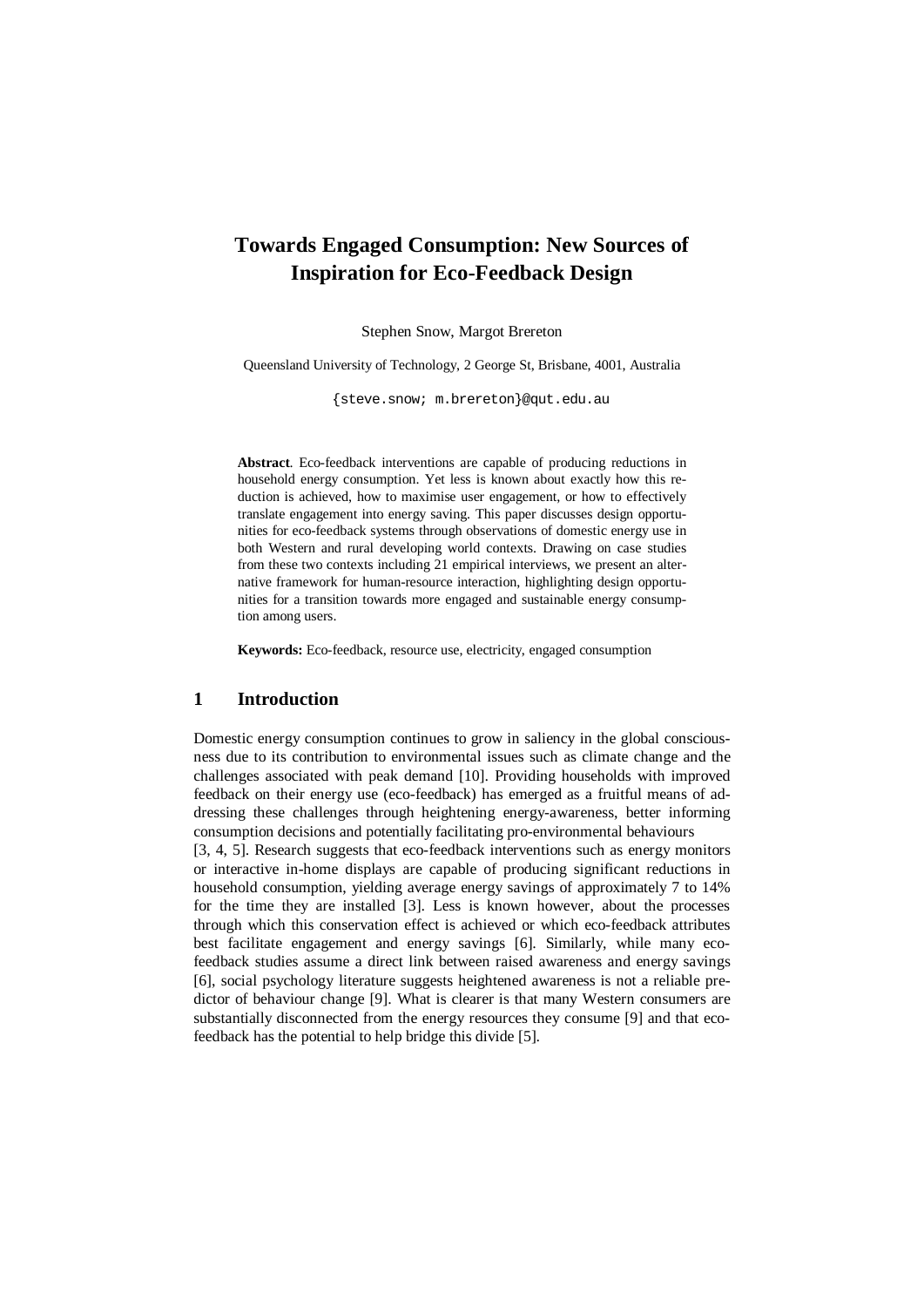# Towards Engaged Consumption: New Sources of Inspiration for Eco-Feedback Design

Stephen Snow, Margot Brereton

Queensland University of Technology, 2 George St, Brisbane, 4001, Australia

{steve.snow; m.brereton}@qut.edu.au

**Abstract**. Eco-feedback interventions are capable of producing reductions in household energy consumption. Yet less is known about exactly how this reduction is achieved, how to maximise user engagement, or how to effectively translate engagement into energy saving. This paper discusses design opportunities for eco-feedback systems through observations of domestic energy use in both Western and rural developing world contexts. Drawing on case studies from these two contexts including 21 empirical interviews, we present an alternative framework for human-resource interaction, highlighting design opportunities for a transition towards more engaged and sustainable energy consumption among users.

**Keywords:** Eco-feedback, resource use, electricity, engaged consumption

## 1 Introduction

Domestic energy consumption continues to grow in saliency in the global consciousness due to its contribution to environmental issues such as climate change and the challenges associated with peak demand [10]. Providing households with improved feedback on their energy use (eco-feedback) has emerged as a fruitful means of addressing these challenges through heightening energy-awareness, better informing consumption decisions and potentially facilitating pro-environmental behaviours [3, 4, 5]. Research suggests that eco-feedback interventions such as energy monitors or interactive in-home displays are capable of producing significant reductions in household consumption, yielding average energy savings of approximately 7 to 14% for the time they are installed [3]. Less is known however, about the processes through which this conservation effect is achieved or which eco-feedback attributes best facilitate engagement and energy savings [6]. Similarly, while many eco-feedback studies assume a direct link between raised awareness and energy savings [6], social psychology literature suggests heightened awareness is not a reliable predictor of behaviour change [9]. What is clearer is that many Western consumers are substantially disconnected from the energy resources they consume [9] and that eco-feedback has the potential to help bridge this divide [5].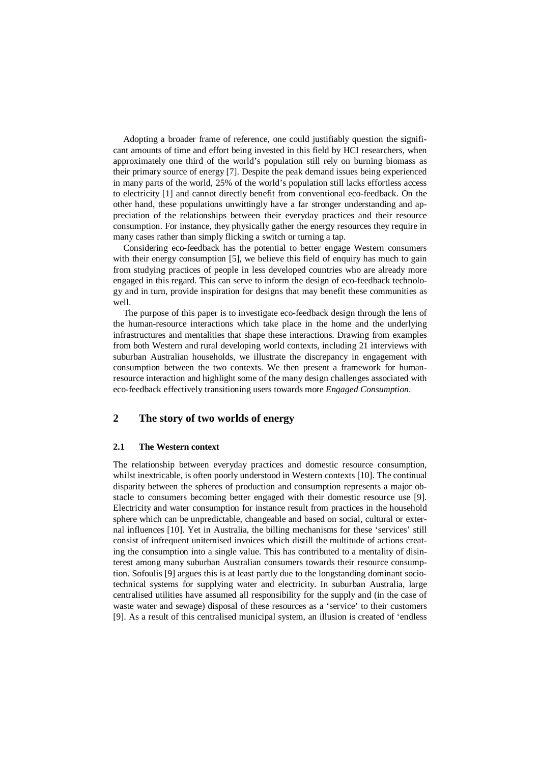Adopting a broader frame of reference, one could justifiably question the significant amounts of time and effort being invested in this field by HCI researchers, when approximately one third of the world's population still rely on burning biomass as their primary source of energy [7]. Despite the peak demand issues being experienced in many parts of the world, 25% of the world's population still lacks effortless access to electricity [1] and cannot directly benefit from conventional eco-feedback. On the other hand, these populations unwittingly have a far stronger understanding and appreciation of the relationships between their everyday practices and their resource consumption. For instance, they physically gather the energy resources they require in many cases rather than simply flicking a switch or turning a tap.

Considering eco-feedback has the potential to better engage Western consumers with their energy consumption [5], we believe this field of enquiry has much to gain from studying practices of people in less developed countries who are already more engaged in this regard. This can serve to inform the design of eco-feedback technology and in turn, provide inspiration for designs that may benefit these communities as well.

The purpose of this paper is to investigate eco-feedback design through the lens of the human-resource interactions which take place in the home and the underlying infrastructures and mentalities that shape these interactions. Drawing from examples from both Western and rural developing world contexts, including 21 interviews with suburban Australian households, we illustrate the discrepancy in engagement with consumption between the two contexts. We then present a framework for human-resource interaction and highlight some of the many design challenges associated with eco-feedback effectively transitioning users towards more *Engaged Consumption*.

## 2 The story of two worlds of energy

### 2.1 The Western context

The relationship between everyday practices and domestic resource consumption, whilst inextricable, is often poorly understood in Western contexts [10]. The continual disparity between the spheres of production and consumption represents a major obstacle to consumers becoming better engaged with their domestic resource use [9]. Electricity and water consumption for instance result from practices in the household sphere which can be unpredictable, changeable and based on social, cultural or external influences [10]. Yet in Australia, the billing mechanisms for these 'services' still consist of infrequent unitemised invoices which distill the multitude of actions creating the consumption into a single value. This has contributed to a mentality of disinterest among many suburban Australian consumers towards their resource consumption. Sofoulis [9] argues this is at least partly due to the longstanding dominant socio-technical systems for supplying water and electricity. In suburban Australia, large centralised utilities have assumed all responsibility for the supply and (in the case of waste water and sewage) disposal of these resources as a 'service' to their customers [9]. As a result of this centralised municipal system, an illusion is created of 'endless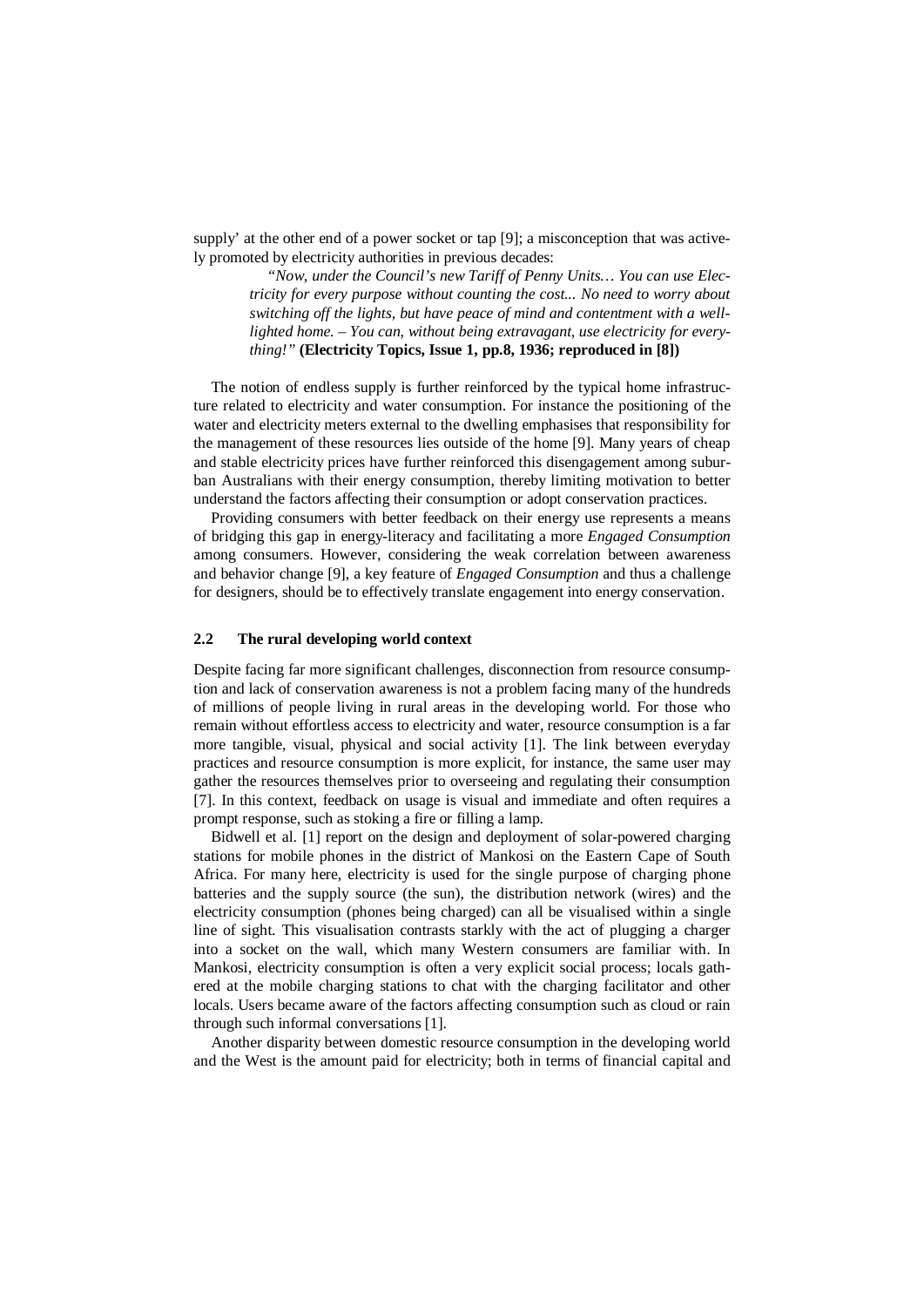supply' at the other end of a power socket or tap [9]; a misconception that was actively promoted by electricity authorities in previous decades:

> *"Now, under the Council's new Tariff of Penny Units… You can use Electricity for every purpose without counting the cost... No need to worry about switching off the lights, but have peace of mind and contentment with a well-lighted home. – You can, without being extravagant, use electricity for everything!"* **(Electricity Topics, Issue 1, pp.8, 1936; reproduced in [8])**

The notion of endless supply is further reinforced by the typical home infrastructure related to electricity and water consumption. For instance the positioning of the water and electricity meters external to the dwelling emphasises that responsibility for the management of these resources lies outside of the home [9]. Many years of cheap and stable electricity prices have further reinforced this disengagement among suburban Australians with their energy consumption, thereby limiting motivation to better understand the factors affecting their consumption or adopt conservation practices.

Providing consumers with better feedback on their energy use represents a means of bridging this gap in energy-literacy and facilitating a more *Engaged Consumption* among consumers. However, considering the weak correlation between awareness and behavior change [9], a key feature of *Engaged Consumption* and thus a challenge for designers, should be to effectively translate engagement into energy conservation.

### 2.2 The rural developing world context

Despite facing far more significant challenges, disconnection from resource consumption and lack of conservation awareness is not a problem facing many of the hundreds of millions of people living in rural areas in the developing world. For those who remain without effortless access to electricity and water, resource consumption is a far more tangible, visual, physical and social activity [1]. The link between everyday practices and resource consumption is more explicit, for instance, the same user may gather the resources themselves prior to overseeing and regulating their consumption [7]. In this context, feedback on usage is visual and immediate and often requires a prompt response, such as stoking a fire or filling a lamp.

Bidwell et al. [1] report on the design and deployment of solar-powered charging stations for mobile phones in the district of Mankosi on the Eastern Cape of South Africa. For many here, electricity is used for the single purpose of charging phone batteries and the supply source (the sun), the distribution network (wires) and the electricity consumption (phones being charged) can all be visualised within a single line of sight. This visualisation contrasts starkly with the act of plugging a charger into a socket on the wall, which many Western consumers are familiar with. In Mankosi, electricity consumption is often a very explicit social process; locals gathered at the mobile charging stations to chat with the charging facilitator and other locals. Users became aware of the factors affecting consumption such as cloud or rain through such informal conversations [1].

Another disparity between domestic resource consumption in the developing world and the West is the amount paid for electricity; both in terms of financial capital and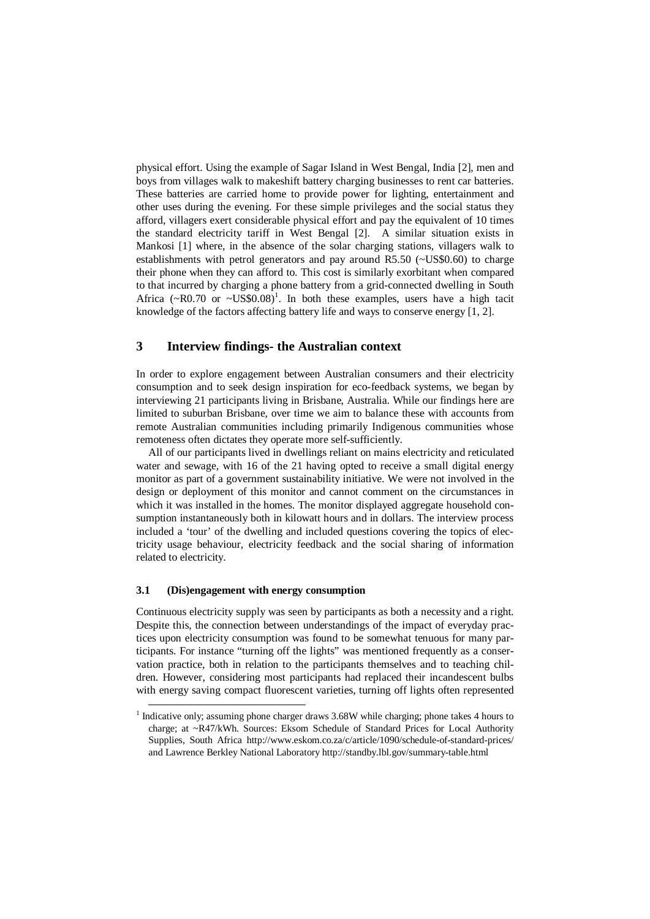physical effort. Using the example of Sagar Island in West Bengal, India [2], men and boys from villages walk to makeshift battery charging businesses to rent car batteries. These batteries are carried home to provide power for lighting, entertainment and other uses during the evening. For these simple privileges and the social status they afford, villagers exert considerable physical effort and pay the equivalent of 10 times the standard electricity tariff in West Bengal [2]. A similar situation exists in Mankosi [1] where, in the absence of the solar charging stations, villagers walk to establishments with petrol generators and pay around R5.50 (~US$0.60) to charge their phone when they can afford to. This cost is similarly exorbitant when compared to that incurred by charging a phone battery from a grid-connected dwelling in South Africa (~R0.70 or ~US$0.08)[1]. In both these examples, users have a high tacit knowledge of the factors affecting battery life and ways to conserve energy [1, 2].

## 3 Interview findings- the Australian context

In order to explore engagement between Australian consumers and their electricity consumption and to seek design inspiration for eco-feedback systems, we began by interviewing 21 participants living in Brisbane, Australia. While our findings here are limited to suburban Brisbane, over time we aim to balance these with accounts from remote Australian communities including primarily Indigenous communities whose remoteness often dictates they operate more self-sufficiently.

All of our participants lived in dwellings reliant on mains electricity and reticulated water and sewage, with 16 of the 21 having opted to receive a small digital energy monitor as part of a government sustainability initiative. We were not involved in the design or deployment of this monitor and cannot comment on the circumstances in which it was installed in the homes. The monitor displayed aggregate household consumption instantaneously both in kilowatt hours and in dollars. The interview process included a 'tour' of the dwelling and included questions covering the topics of electricity usage behaviour, electricity feedback and the social sharing of information related to electricity.

### 3.1 (Dis)engagement with energy consumption

Continuous electricity supply was seen by participants as both a necessity and a right. Despite this, the connection between understandings of the impact of everyday practices upon electricity consumption was found to be somewhat tenuous for many participants. For instance "turning off the lights" was mentioned frequently as a conservation practice, both in relation to the participants themselves and to teaching children. However, considering most participants had replaced their incandescent bulbs with energy saving compact fluorescent varieties, turning off lights often represented

---

[1] Indicative only; assuming phone charger draws 3.68W while charging; phone takes 4 hours to charge; at ~R47/kWh. Sources: Eskom Schedule of Standard Prices for Local Authority Supplies, South Africa http://www.eskom.co.za/c/article/1090/schedule-of-standard-prices/ and Lawrence Berkley National Laboratory http://standby.lbl.gov/summary-table.html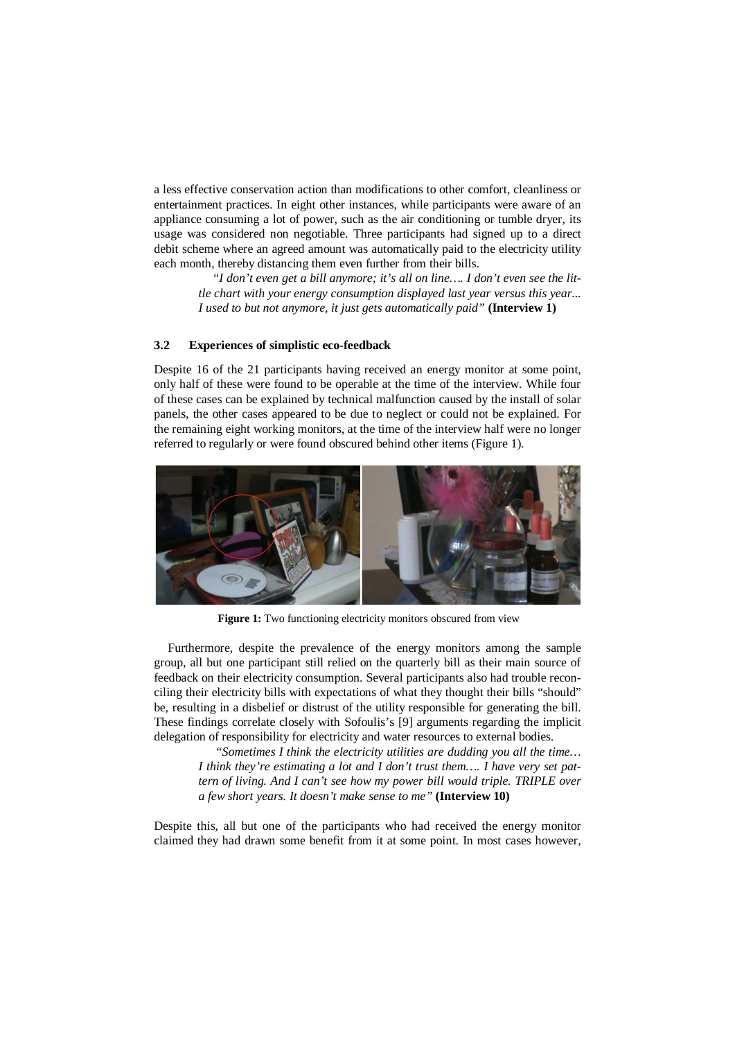a less effective conservation action than modifications to other comfort, cleanliness or entertainment practices. In eight other instances, while participants were aware of an appliance consuming a lot of power, such as the air conditioning or tumble dryer, its usage was considered non negotiable. Three participants had signed up to a direct debit scheme where an agreed amount was automatically paid to the electricity utility each month, thereby distancing them even further from their bills.

> *"I don't even get a bill anymore; it's all on line…. I don't even see the little chart with your energy consumption displayed last year versus this year... I used to but not anymore, it just gets automatically paid"* **(Interview 1)**

### 3.2 Experiences of simplistic eco-feedback

Despite 16 of the 21 participants having received an energy monitor at some point, only half of these were found to be operable at the time of the interview. While four of these cases can be explained by technical malfunction caused by the install of solar panels, the other cases appeared to be due to neglect or could not be explained. For the remaining eight working monitors, at the time of the interview half were no longer referred to regularly or were found obscured behind other items (Figure 1).

**Figure 1:** Two functioning electricity monitors obscured from view

Furthermore, despite the prevalence of the energy monitors among the sample group, all but one participant still relied on the quarterly bill as their main source of feedback on their electricity consumption. Several participants also had trouble reconciling their electricity bills with expectations of what they thought their bills "should" be, resulting in a disbelief or distrust of the utility responsible for generating the bill. These findings correlate closely with Sofoulis's [9] arguments regarding the implicit delegation of responsibility for electricity and water resources to external bodies.

> *"Sometimes I think the electricity utilities are dudding you all the time… I think they're estimating a lot and I don't trust them…. I have very set pattern of living. And I can't see how my power bill would triple. TRIPLE over a few short years. It doesn't make sense to me"* **(Interview 10)**

Despite this, all but one of the participants who had received the energy monitor claimed they had drawn some benefit from it at some point. In most cases however,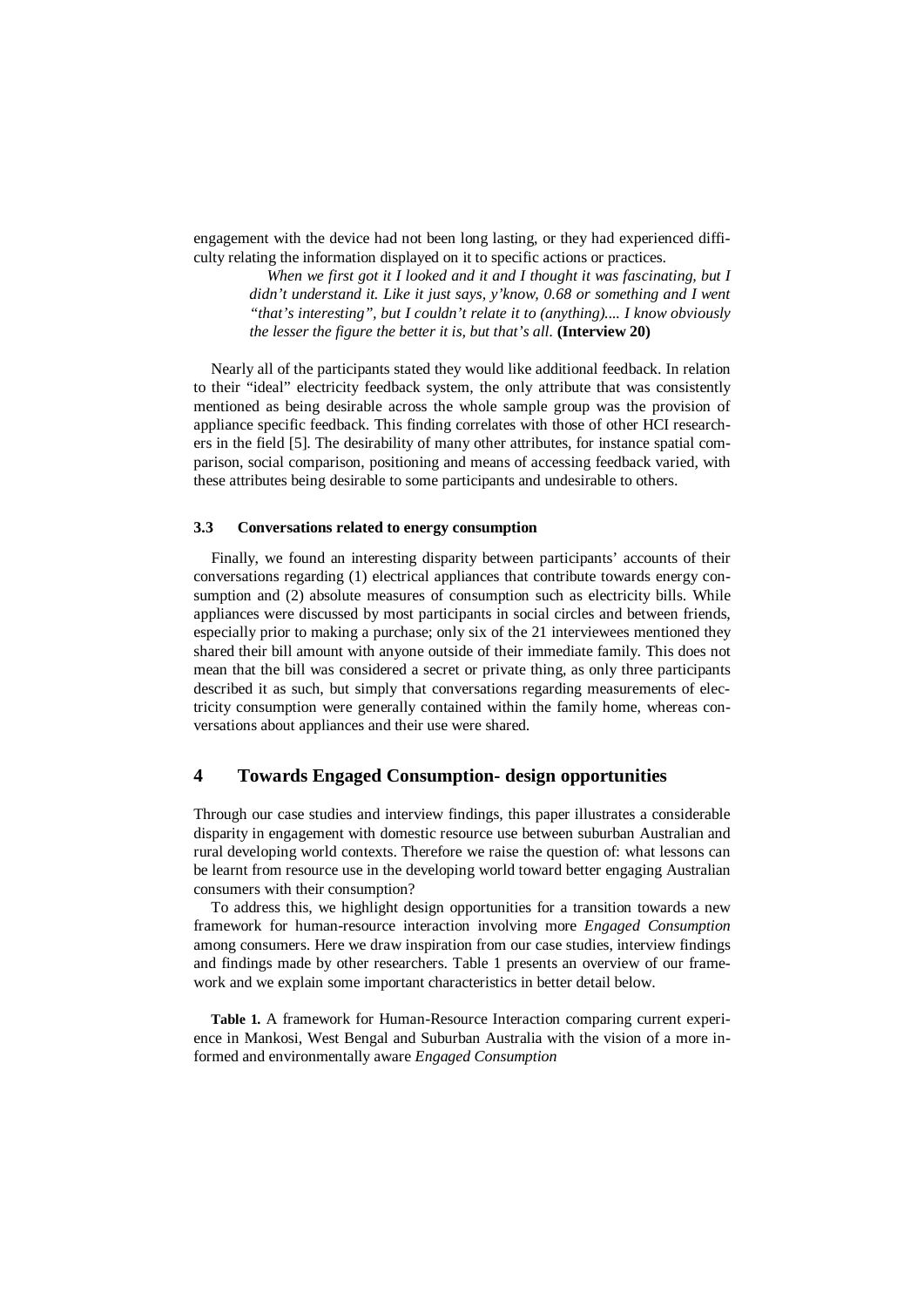engagement with the device had not been long lasting, or they had experienced difficulty relating the information displayed on it to specific actions or practices.

> *When we first got it I looked and it and I thought it was fascinating, but I didn't understand it. Like it just says, y'know, 0.68 or something and I went "that's interesting", but I couldn't relate it to (anything).... I know obviously the lesser the figure the better it is, but that's all.* **(Interview 20)**

Nearly all of the participants stated they would like additional feedback. In relation to their "ideal" electricity feedback system, the only attribute that was consistently mentioned as being desirable across the whole sample group was the provision of appliance specific feedback. This finding correlates with those of other HCI researchers in the field [5]. The desirability of many other attributes, for instance spatial comparison, social comparison, positioning and means of accessing feedback varied, with these attributes being desirable to some participants and undesirable to others.

### 3.3 Conversations related to energy consumption

Finally, we found an interesting disparity between participants' accounts of their conversations regarding (1) electrical appliances that contribute towards energy consumption and (2) absolute measures of consumption such as electricity bills. While appliances were discussed by most participants in social circles and between friends, especially prior to making a purchase; only six of the 21 interviewees mentioned they shared their bill amount with anyone outside of their immediate family. This does not mean that the bill was considered a secret or private thing, as only three participants described it as such, but simply that conversations regarding measurements of electricity consumption were generally contained within the family home, whereas conversations about appliances and their use were shared.

## 4 Towards Engaged Consumption- design opportunities

Through our case studies and interview findings, this paper illustrates a considerable disparity in engagement with domestic resource use between suburban Australian and rural developing world contexts. Therefore we raise the question of: what lessons can be learnt from resource use in the developing world toward better engaging Australian consumers with their consumption?

To address this, we highlight design opportunities for a transition towards a new framework for human-resource interaction involving more *Engaged Consumption* among consumers. Here we draw inspiration from our case studies, interview findings and findings made by other researchers. Table 1 presents an overview of our framework and we explain some important characteristics in better detail below.

**Table 1.** A framework for Human-Resource Interaction comparing current experience in Mankosi, West Bengal and Suburban Australia with the vision of a more informed and environmentally aware *Engaged Consumption*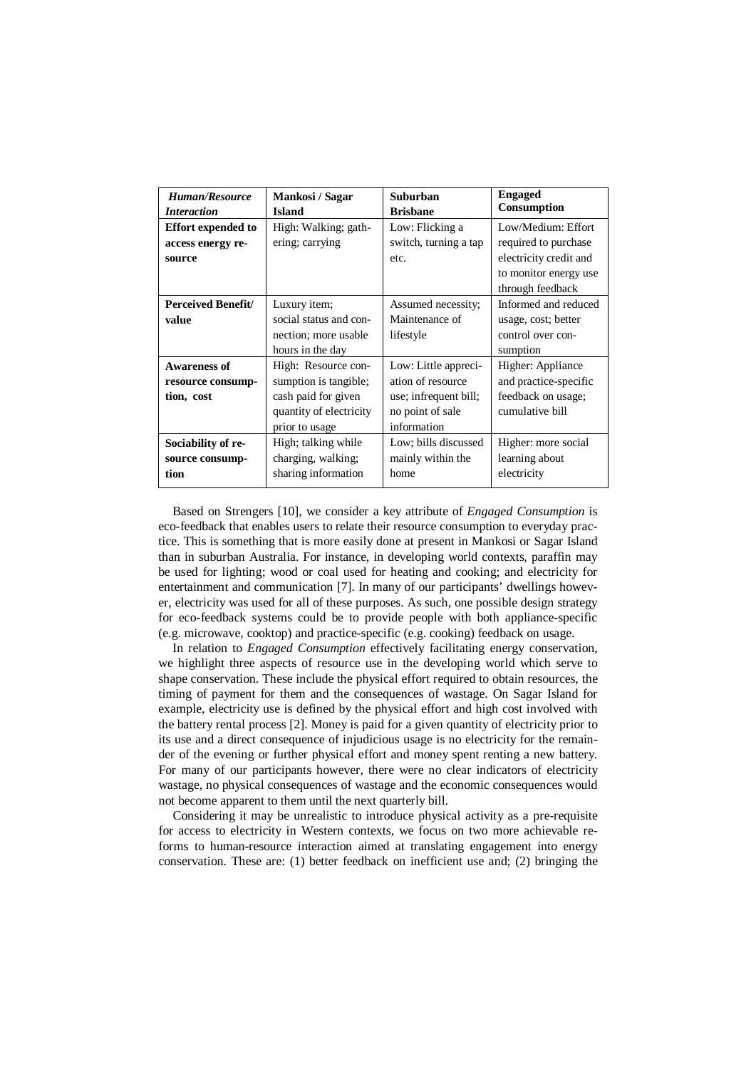| *Human/Resource Interaction* | **Mankosi / Sagar Island** | **Suburban Brisbane** | **Engaged Consumption** |
|---|---|---|---|
| **Effort expended to access energy resource** | High: Walking; gathering; carrying | Low: Flicking a switch, turning a tap etc. | Low/Medium: Effort required to purchase electricity credit and to monitor energy use through feedback |
| **Perceived Benefit/ value** | Luxury item; social status and connection; more usable hours in the day | Assumed necessity; Maintenance of lifestyle | Informed and reduced usage, cost; better control over consumption |
| **Awareness of resource consumption, cost** | High: Resource consumption is tangible; cash paid for given quantity of electricity prior to usage | Low: Little appreciation of resource use; infrequent bill; no point of sale information | Higher: Appliance and practice-specific feedback on usage; cumulative bill |
| **Sociability of resource consumption** | High; talking while charging, walking; sharing information | Low; bills discussed mainly within the home | Higher: more social learning about electricity |

Based on Strengers [10], we consider a key attribute of *Engaged Consumption* is eco-feedback that enables users to relate their resource consumption to everyday practice. This is something that is more easily done at present in Mankosi or Sagar Island than in suburban Australia. For instance, in developing world contexts, paraffin may be used for lighting; wood or coal used for heating and cooking; and electricity for entertainment and communication [7]. In many of our participants' dwellings however, electricity was used for all of these purposes. As such, one possible design strategy for eco-feedback systems could be to provide people with both appliance-specific (e.g. microwave, cooktop) and practice-specific (e.g. cooking) feedback on usage.

In relation to *Engaged Consumption* effectively facilitating energy conservation, we highlight three aspects of resource use in the developing world which serve to shape conservation. These include the physical effort required to obtain resources, the timing of payment for them and the consequences of wastage. On Sagar Island for example, electricity use is defined by the physical effort and high cost involved with the battery rental process [2]. Money is paid for a given quantity of electricity prior to its use and a direct consequence of injudicious usage is no electricity for the remainder of the evening or further physical effort and money spent renting a new battery. For many of our participants however, there were no clear indicators of electricity wastage, no physical consequences of wastage and the economic consequences would not become apparent to them until the next quarterly bill.

Considering it may be unrealistic to introduce physical activity as a pre-requisite for access to electricity in Western contexts, we focus on two more achievable reforms to human-resource interaction aimed at translating engagement into energy conservation. These are: (1) better feedback on inefficient use and; (2) bringing the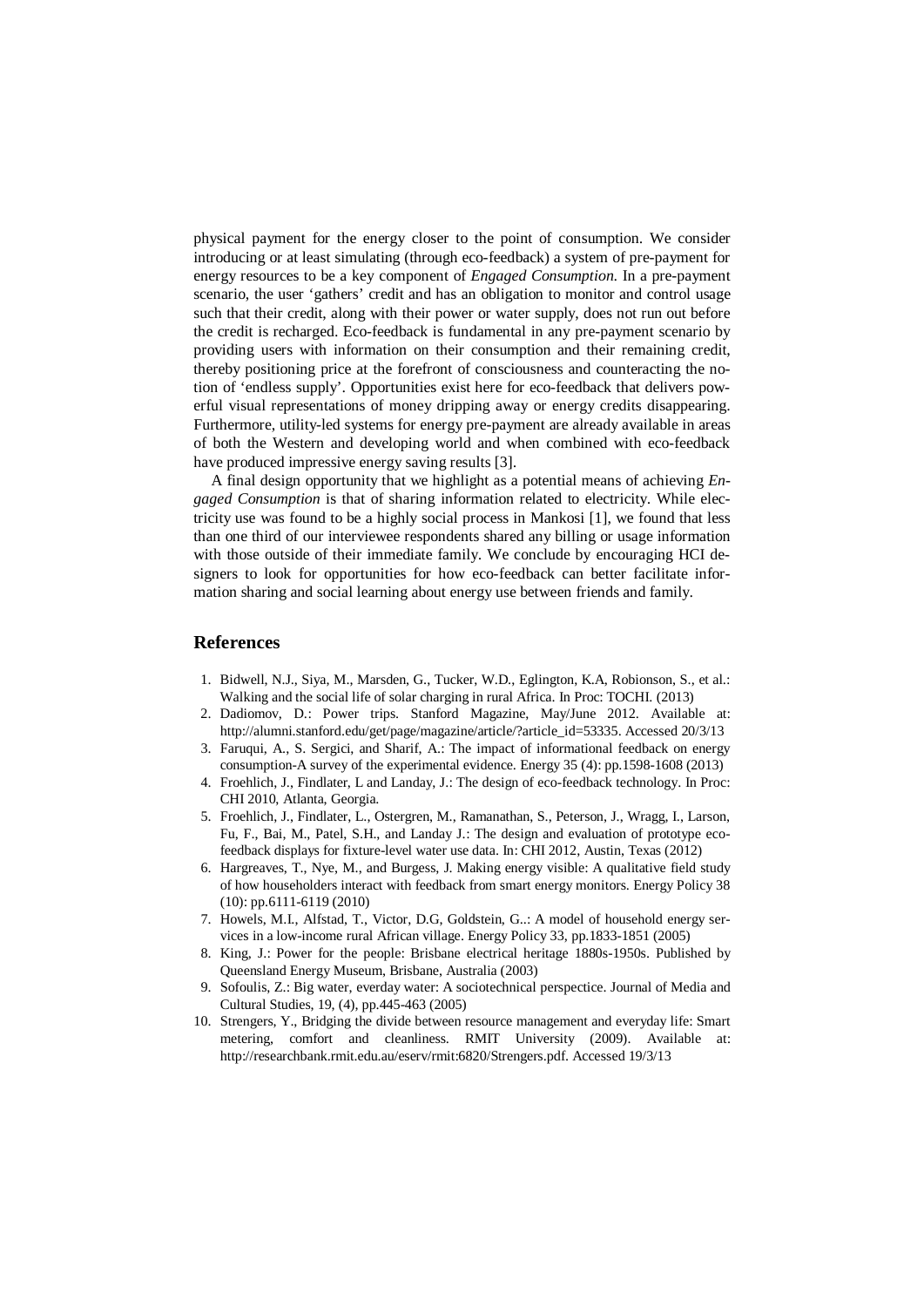physical payment for the energy closer to the point of consumption. We consider introducing or at least simulating (through eco-feedback) a system of pre-payment for energy resources to be a key component of *Engaged Consumption*. In a pre-payment scenario, the user 'gathers' credit and has an obligation to monitor and control usage such that their credit, along with their power or water supply, does not run out before the credit is recharged. Eco-feedback is fundamental in any pre-payment scenario by providing users with information on their consumption and their remaining credit, thereby positioning price at the forefront of consciousness and counteracting the notion of 'endless supply'. Opportunities exist here for eco-feedback that delivers powerful visual representations of money dripping away or energy credits disappearing. Furthermore, utility-led systems for energy pre-payment are already available in areas of both the Western and developing world and when combined with eco-feedback have produced impressive energy saving results [3].

A final design opportunity that we highlight as a potential means of achieving *Engaged Consumption* is that of sharing information related to electricity. While electricity use was found to be a highly social process in Mankosi [1], we found that less than one third of our interviewee respondents shared any billing or usage information with those outside of their immediate family. We conclude by encouraging HCI designers to look for opportunities for how eco-feedback can better facilitate information sharing and social learning about energy use between friends and family.

## References

1. Bidwell, N.J., Siya, M., Marsden, G., Tucker, W.D., Eglington, K.A, Robionson, S., et al.: Walking and the social life of solar charging in rural Africa. In Proc: TOCHI. (2013)
2. Dadiomov, D.: Power trips. Stanford Magazine, May/June 2012. Available at: http://alumni.stanford.edu/get/page/magazine/article/?article_id=53335. Accessed 20/3/13
3. Faruqui, A., S. Sergici, and Sharif, A.: The impact of informational feedback on energy consumption-A survey of the experimental evidence. Energy 35 (4): pp.1598-1608 (2013)
4. Froehlich, J., Findlater, L and Landay, J.: The design of eco-feedback technology. In Proc: CHI 2010, Atlanta, Georgia.
5. Froehlich, J., Findlater, L., Ostergren, M., Ramanathan, S., Peterson, J., Wragg, I., Larson, Fu, F., Bai, M., Patel, S.H., and Landay J.: The design and evaluation of prototype eco-feedback displays for fixture-level water use data. In: CHI 2012, Austin, Texas (2012)
6. Hargreaves, T., Nye, M., and Burgess, J. Making energy visible: A qualitative field study of how householders interact with feedback from smart energy monitors. Energy Policy 38 (10): pp.6111-6119 (2010)
7. Howels, M.I., Alfstad, T., Victor, D.G, Goldstein, G..: A model of household energy services in a low-income rural African village. Energy Policy 33, pp.1833-1851 (2005)
8. King, J.: Power for the people: Brisbane electrical heritage 1880s-1950s. Published by Queensland Energy Museum, Brisbane, Australia (2003)
9. Sofoulis, Z.: Big water, everday water: A sociotechnical perspectice. Journal of Media and Cultural Studies, 19, (4), pp.445-463 (2005)
10. Strengers, Y., Bridging the divide between resource management and everyday life: Smart metering, comfort and cleanliness. RMIT University (2009). Available at: http://researchbank.rmit.edu.au/eserv/rmit:6820/Strengers.pdf. Accessed 19/3/13